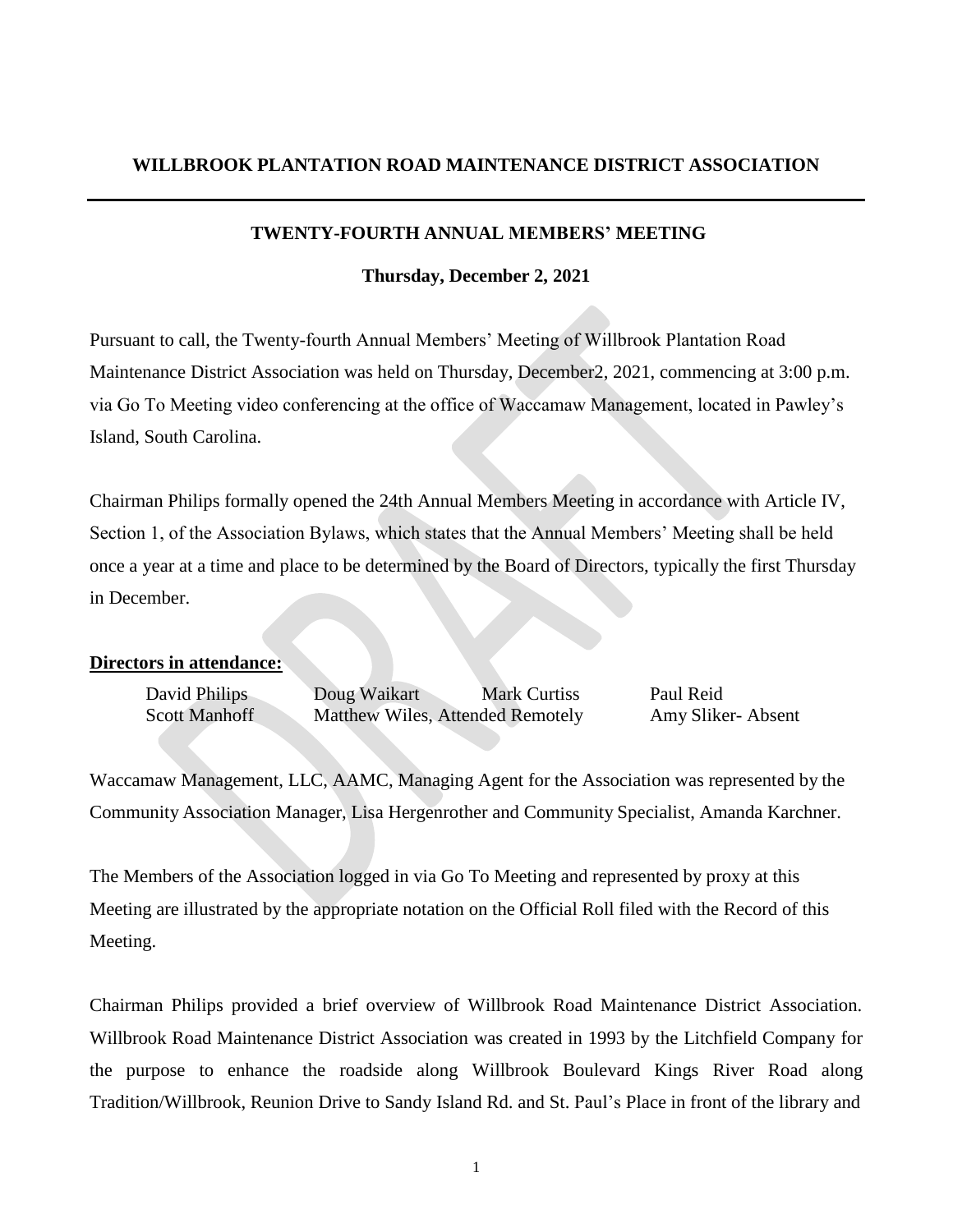# WILLBROOK PLANTATION ROAD MAINTENANCE DISTRICT ASSOCIATION

## TWENTY-FOURTH ANNUAL MEMBERS' MEETING

**Thursday, December 2, 2021**

Pursuant to call, the Twenty-fourth Annual Members' Meeting of Willbrook Plantation Road Maintenance District Association was held on Thursday, December2, 2021, commencing at 3:00 p.m. via Go To Meeting video conferencing at the office of Waccamaw Management, located in Pawley's Island, South Carolina.

Chairman Philips formally opened the 24th Annual Members Meeting in accordance with Article IV, Section 1, of the Association Bylaws, which states that the Annual Members' Meeting shall be held once a year at a time and place to be determined by the Board of Directors, typically the first Thursday in December.

**Directors in attendance:**

David Philips  Doug Waikart  Mark Curtiss  Paul Reid
Scott Manhoff  Matthew Wiles, Attended Remotely  Amy Sliker- Absent

Waccamaw Management, LLC, AAMC, Managing Agent for the Association was represented by the Community Association Manager, Lisa Hergenrother and Community Specialist, Amanda Karchner.

The Members of the Association logged in via Go To Meeting and represented by proxy at this Meeting are illustrated by the appropriate notation on the Official Roll filed with the Record of this Meeting.

Chairman Philips provided a brief overview of Willbrook Road Maintenance District Association. Willbrook Road Maintenance District Association was created in 1993 by the Litchfield Company for the purpose to enhance the roadside along Willbrook Boulevard Kings River Road along Tradition/Willbrook, Reunion Drive to Sandy Island Rd. and St. Paul's Place in front of the library and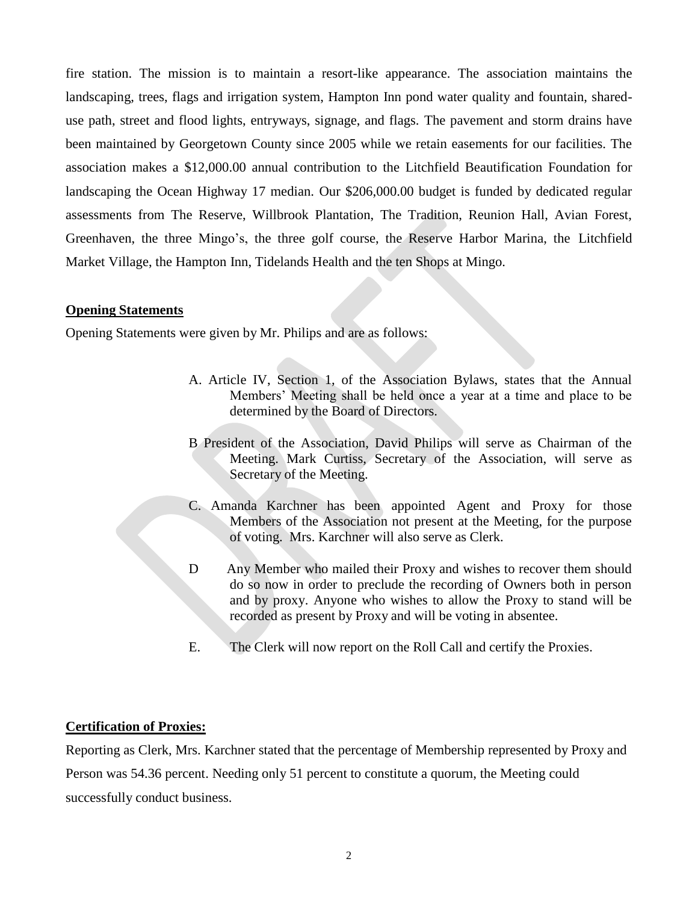fire station. The mission is to maintain a resort-like appearance. The association maintains the landscaping, trees, flags and irrigation system, Hampton Inn pond water quality and fountain, shared-use path, street and flood lights, entryways, signage, and flags. The pavement and storm drains have been maintained by Georgetown County since 2005 while we retain easements for our facilities. The association makes a $12,000.00 annual contribution to the Litchfield Beautification Foundation for landscaping the Ocean Highway 17 median. Our $206,000.00 budget is funded by dedicated regular assessments from The Reserve, Willbrook Plantation, The Tradition, Reunion Hall, Avian Forest, Greenhaven, the three Mingo's, the three golf course, the Reserve Harbor Marina, the Litchfield Market Village, the Hampton Inn, Tidelands Health and the ten Shops at Mingo.

**Opening Statements**

Opening Statements were given by Mr. Philips and are as follows:

A. Article IV, Section 1, of the Association Bylaws, states that the Annual Members' Meeting shall be held once a year at a time and place to be determined by the Board of Directors.

B President of the Association, David Philips will serve as Chairman of the Meeting. Mark Curtiss, Secretary of the Association, will serve as Secretary of the Meeting.

C. Amanda Karchner has been appointed Agent and Proxy for those Members of the Association not present at the Meeting, for the purpose of voting. Mrs. Karchner will also serve as Clerk.

D Any Member who mailed their Proxy and wishes to recover them should do so now in order to preclude the recording of Owners both in person and by proxy. Anyone who wishes to allow the Proxy to stand will be recorded as present by Proxy and will be voting in absentee.

E. The Clerk will now report on the Roll Call and certify the Proxies.

**Certification of Proxies:**

Reporting as Clerk, Mrs. Karchner stated that the percentage of Membership represented by Proxy and Person was 54.36 percent. Needing only 51 percent to constitute a quorum, the Meeting could successfully conduct business.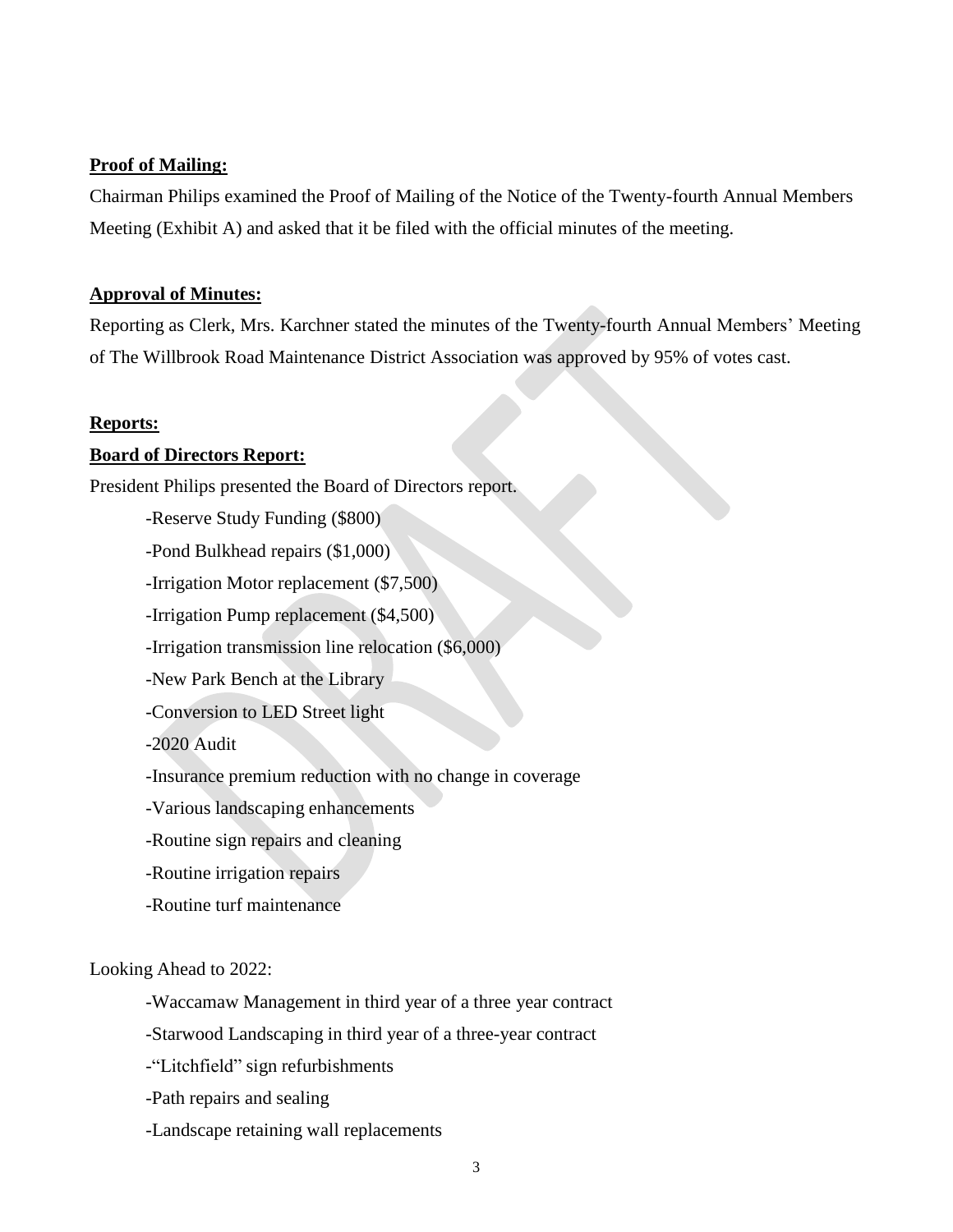**Proof of Mailing:**

Chairman Philips examined the Proof of Mailing of the Notice of the Twenty-fourth Annual Members Meeting (Exhibit A) and asked that it be filed with the official minutes of the meeting.

**Approval of Minutes:**

Reporting as Clerk, Mrs. Karchner stated the minutes of the Twenty-fourth Annual Members' Meeting of The Willbrook Road Maintenance District Association was approved by 95% of votes cast.

**Reports:**

**Board of Directors Report:**

President Philips presented the Board of Directors report.

-Reserve Study Funding ($800)

-Pond Bulkhead repairs ($1,000)

-Irrigation Motor replacement ($7,500)

-Irrigation Pump replacement ($4,500)

-Irrigation transmission line relocation ($6,000)

-New Park Bench at the Library

-Conversion to LED Street light

-2020 Audit

-Insurance premium reduction with no change in coverage

-Various landscaping enhancements

-Routine sign repairs and cleaning

-Routine irrigation repairs

-Routine turf maintenance

Looking Ahead to 2022:

-Waccamaw Management in third year of a three year contract

-Starwood Landscaping in third year of a three-year contract

-"Litchfield" sign refurbishments

-Path repairs and sealing

-Landscape retaining wall replacements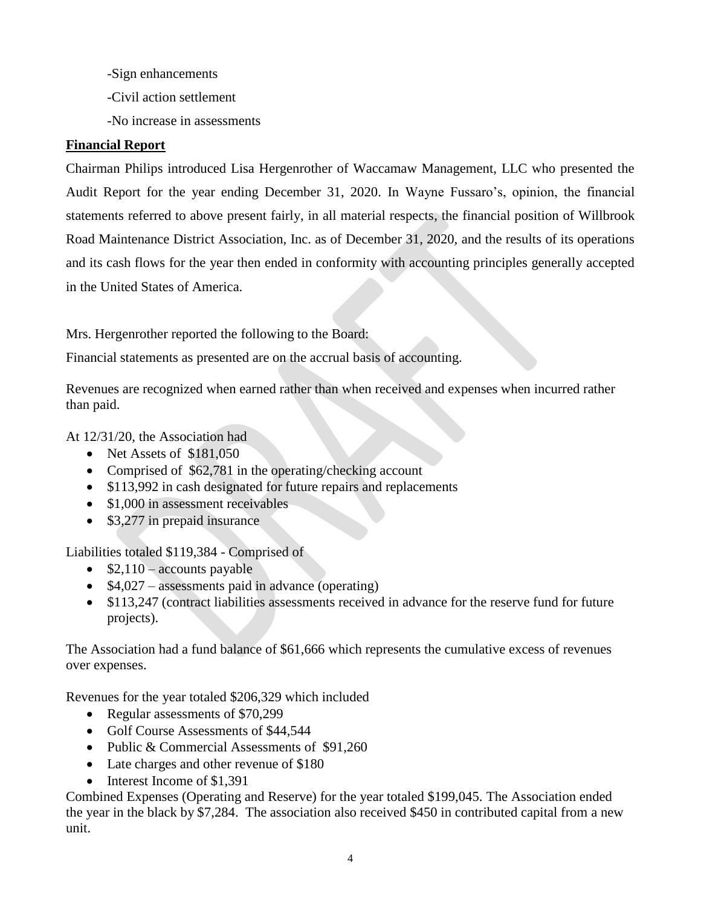-Sign enhancements

-Civil action settlement

-No increase in assessments

**Financial Report**

Chairman Philips introduced Lisa Hergenrother of Waccamaw Management, LLC who presented the Audit Report for the year ending December 31, 2020. In Wayne Fussaro's, opinion, the financial statements referred to above present fairly, in all material respects, the financial position of Willbrook Road Maintenance District Association, Inc. as of December 31, 2020, and the results of its operations and its cash flows for the year then ended in conformity with accounting principles generally accepted in the United States of America.

Mrs. Hergenrother reported the following to the Board:

Financial statements as presented are on the accrual basis of accounting.

Revenues are recognized when earned rather than when received and expenses when incurred rather than paid.

At 12/31/20, the Association had

- Net Assets of $181,050
- Comprised of $62,781 in the operating/checking account
- $113,992 in cash designated for future repairs and replacements
- $1,000 in assessment receivables
- $3,277 in prepaid insurance

Liabilities totaled $119,384 - Comprised of

- $2,110 – accounts payable
- $4,027 – assessments paid in advance (operating)
- $113,247 (contract liabilities assessments received in advance for the reserve fund for future projects).

The Association had a fund balance of $61,666 which represents the cumulative excess of revenues over expenses.

Revenues for the year totaled $206,329 which included

- Regular assessments of $70,299
- Golf Course Assessments of $44,544
- Public & Commercial Assessments of $91,260
- Late charges and other revenue of $180
- Interest Income of $1,391

Combined Expenses (Operating and Reserve) for the year totaled $199,045. The Association ended the year in the black by $7,284. The association also received $450 in contributed capital from a new unit.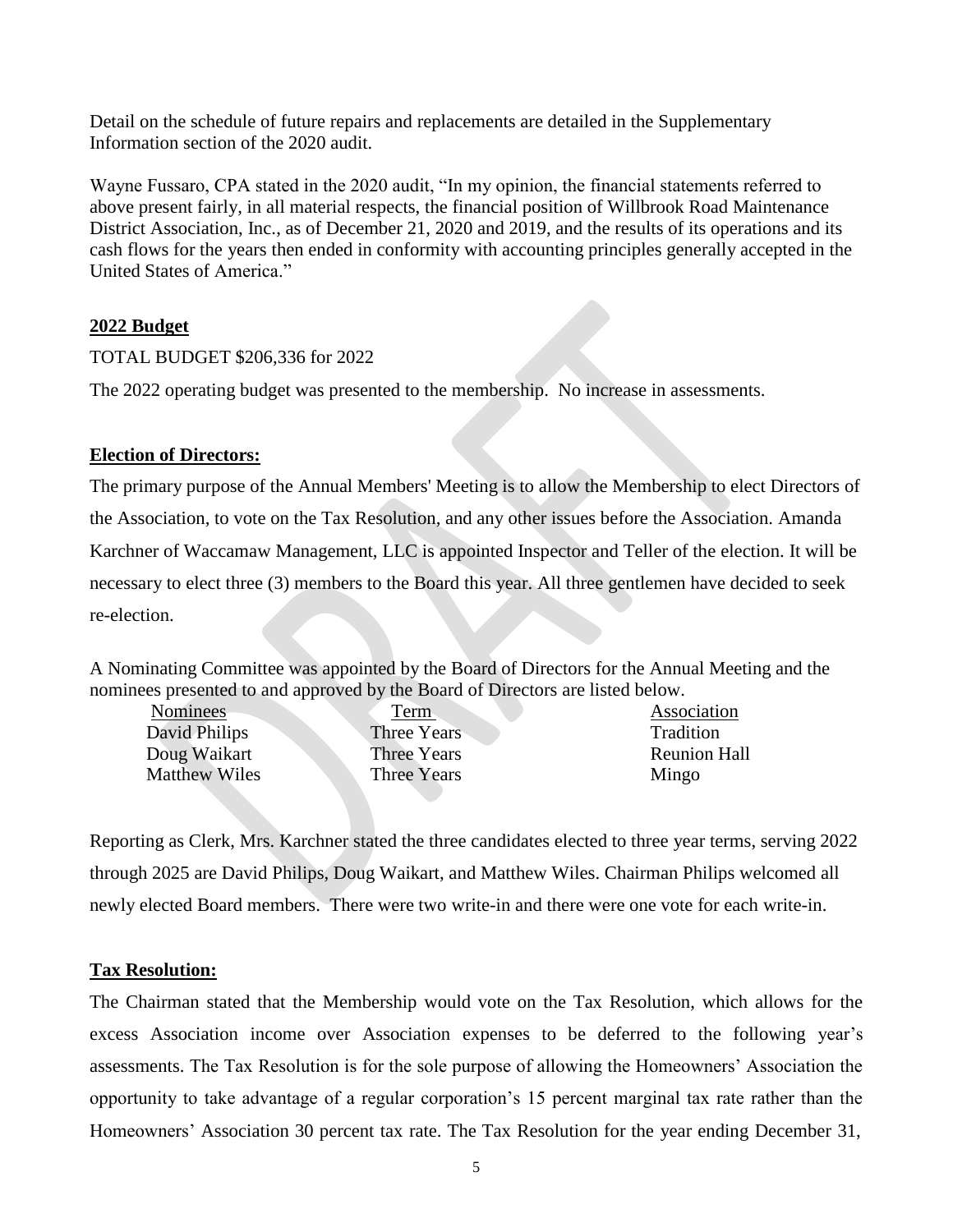Detail on the schedule of future repairs and replacements are detailed in the Supplementary Information section of the 2020 audit.

Wayne Fussaro, CPA stated in the 2020 audit, "In my opinion, the financial statements referred to above present fairly, in all material respects, the financial position of Willbrook Road Maintenance District Association, Inc., as of December 21, 2020 and 2019, and the results of its operations and its cash flows for the years then ended in conformity with accounting principles generally accepted in the United States of America."

**2022 Budget**

TOTAL BUDGET $206,336 for 2022

The 2022 operating budget was presented to the membership. No increase in assessments.

**Election of Directors:**

The primary purpose of the Annual Members' Meeting is to allow the Membership to elect Directors of the Association, to vote on the Tax Resolution, and any other issues before the Association. Amanda Karchner of Waccamaw Management, LLC is appointed Inspector and Teller of the election. It will be necessary to elect three (3) members to the Board this year. All three gentlemen have decided to seek re-election.

A Nominating Committee was appointed by the Board of Directors for the Annual Meeting and the nominees presented to and approved by the Board of Directors are listed below.

| Nominees | Term | Association |
|---|---|---|
| David Philips | Three Years | Tradition |
| Doug Waikart | Three Years | Reunion Hall |
| Matthew Wiles | Three Years | Mingo |

Reporting as Clerk, Mrs. Karchner stated the three candidates elected to three year terms, serving 2022 through 2025 are David Philips, Doug Waikart, and Matthew Wiles. Chairman Philips welcomed all newly elected Board members. There were two write-in and there were one vote for each write-in.

**Tax Resolution:**

The Chairman stated that the Membership would vote on the Tax Resolution, which allows for the excess Association income over Association expenses to be deferred to the following year's assessments. The Tax Resolution is for the sole purpose of allowing the Homeowners' Association the opportunity to take advantage of a regular corporation's 15 percent marginal tax rate rather than the Homeowners' Association 30 percent tax rate. The Tax Resolution for the year ending December 31,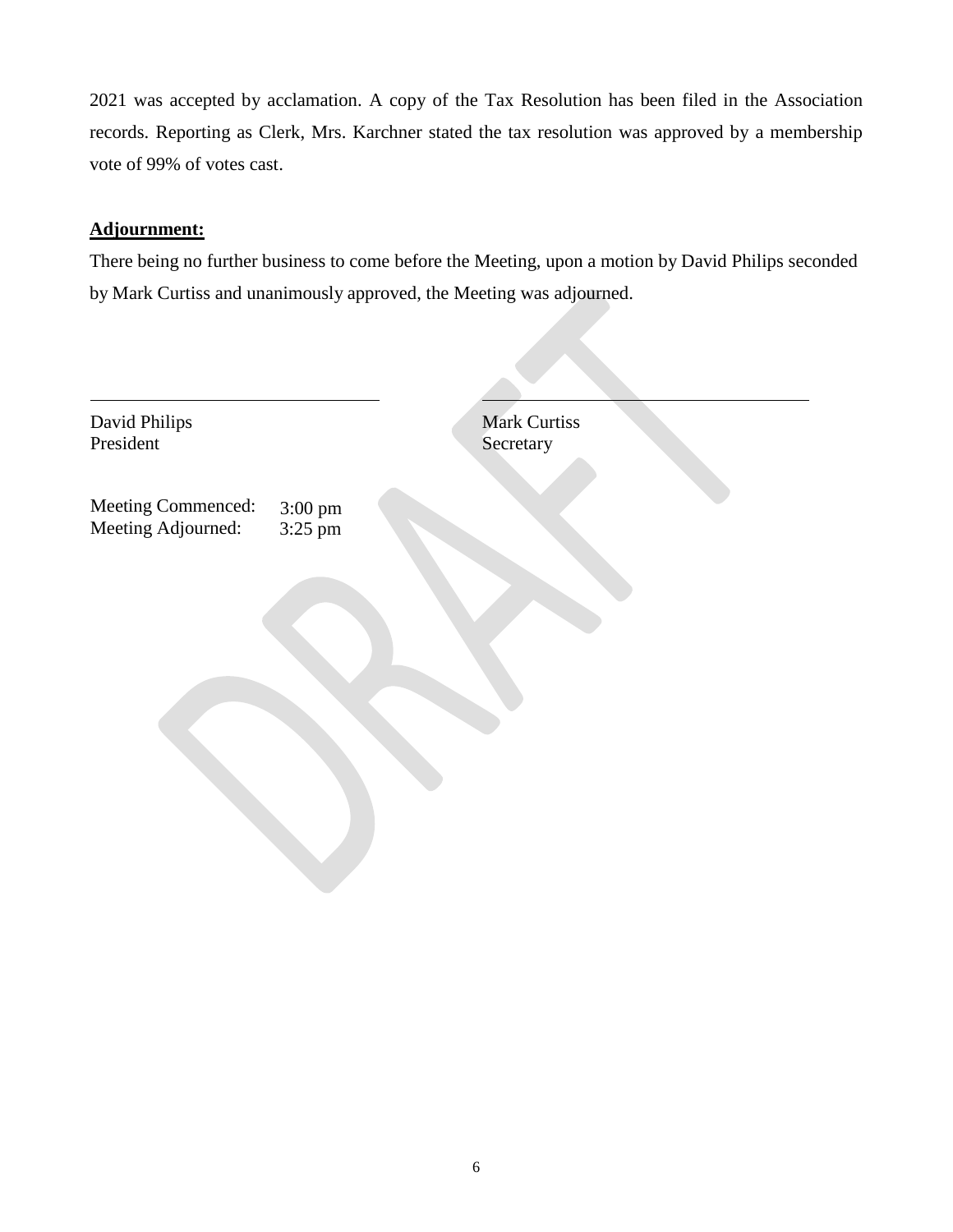2021 was accepted by acclamation. A copy of the Tax Resolution has been filed in the Association records. Reporting as Clerk, Mrs. Karchner stated the tax resolution was approved by a membership vote of 99% of votes cast.

**Adjournment:**

There being no further business to come before the Meeting, upon a motion by David Philips seconded by Mark Curtiss and unanimously approved, the Meeting was adjourned.

\_\_\_\_\_\_\_\_\_\_\_\_\_\_\_\_\_\_\_\_\_\_\_\_\_\_\_\_\_\_\_\_
David Philips
President

\_\_\_\_\_\_\_\_\_\_\_\_\_\_\_\_\_\_\_\_\_\_\_\_\_\_\_\_\_\_\_\_
Mark Curtiss
Secretary

| | |
|---|---|
| Meeting Commenced: | 3:00 pm |
| Meeting Adjourned: | 3:25 pm |

DRAFT